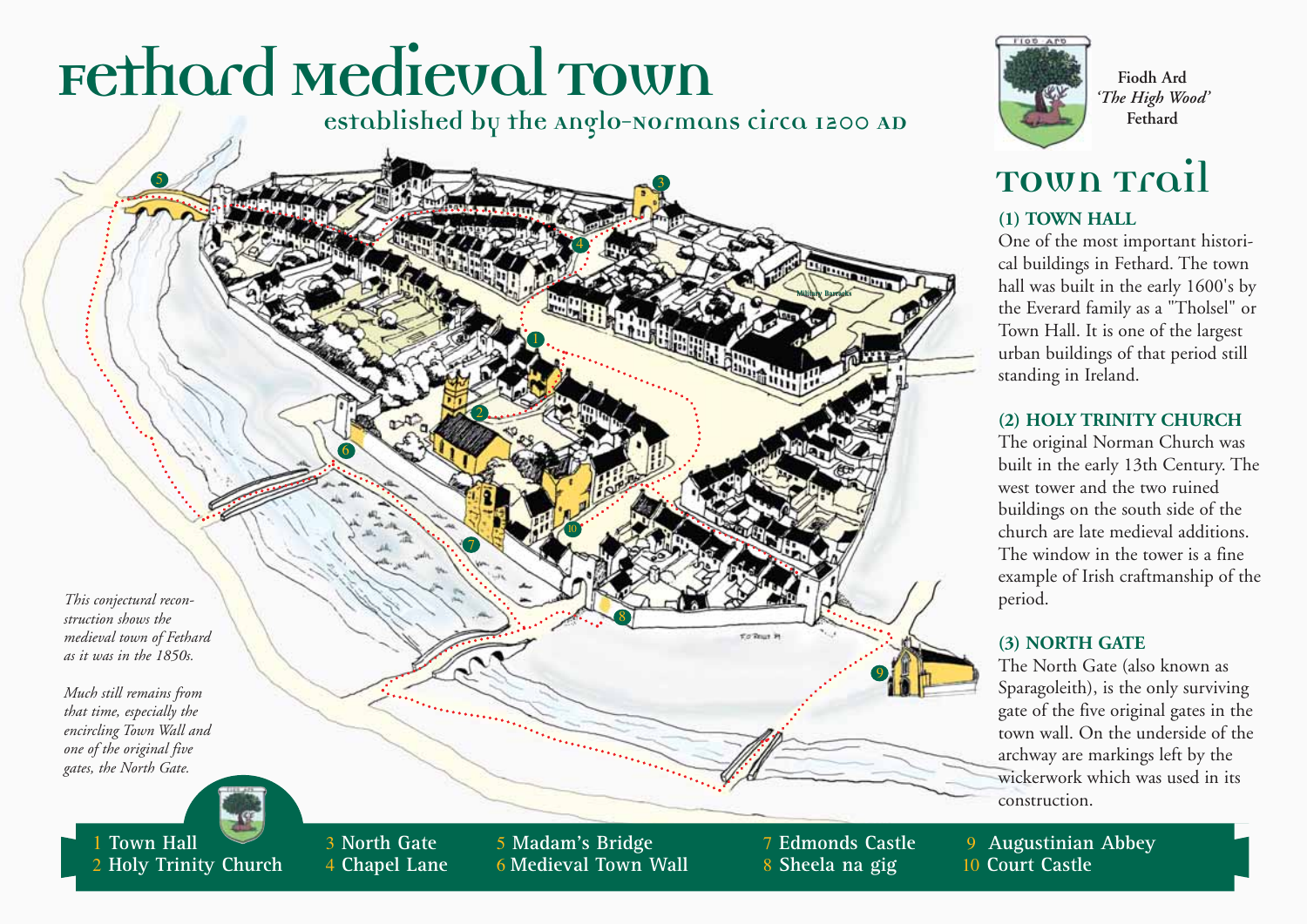# Fethard Medieval Town

established by the Anglo-Normans circa 1200 AD

Fiodh Ard
*'The High Wood'*
Fethard

*This conjectural reconstruction shows the medieval town of Fethard as it was in the 1850s.*

*Much still remains from that time, especially the encircling Town Wall and one of the original five gates, the North Gate.*

## Town Trail

### (1) TOWN HALL

One of the most important historical buildings in Fethard. The town hall was built in the early 1600's by the Everard family as a "Tholsel" or Town Hall. It is one of the largest urban buildings of that period still standing in Ireland.

### (2) HOLY TRINITY CHURCH

The original Norman Church was built in the early 13th Century. The west tower and the two ruined buildings on the south side of the church are late medieval additions. The window in the tower is a fine example of Irish craftmanship of the period.

### (3) NORTH GATE

The North Gate (also known as Sparagoleith), is the only surviving gate of the five original gates in the town wall. On the underside of the archway are markings left by the wickerwork which was used in its construction.

1 Town Hall
2 Holy Trinity Church
3 North Gate
4 Chapel Lane
5 Madam's Bridge
6 Medieval Town Wall
7 Edmonds Castle
8 Sheela na gig
9 Augustinian Abbey
10 Court Castle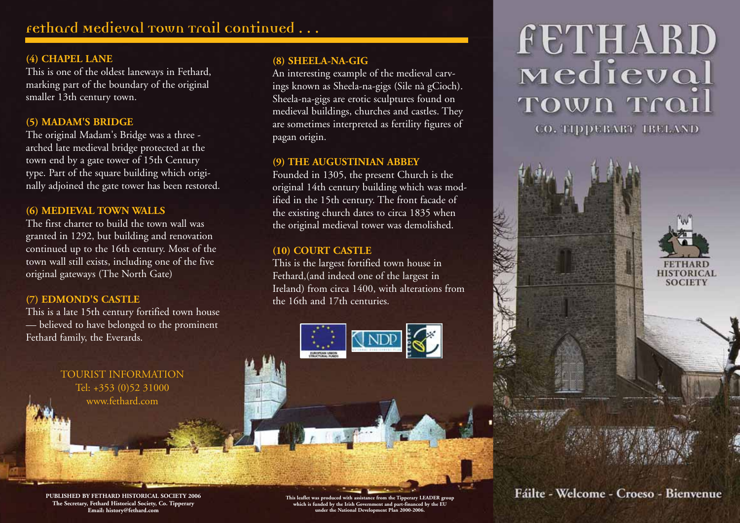## Fethard Medieval Town Trail continued . . .

### (4) CHAPEL LANE

This is one of the oldest laneways in Fethard, marking part of the boundary of the original smaller 13th century town.

### (5) MADAM'S BRIDGE

The original Madam's Bridge was a three - arched late medieval bridge protected at the town end by a gate tower of 15th Century type. Part of the square building which originally adjoined the gate tower has been restored.

### (6) MEDIEVAL TOWN WALLS

The first charter to build the town wall was granted in 1292, but building and renovation continued up to the 16th century. Most of the town wall still exists, including one of the five original gateways (The North Gate)

### (7) EDMOND'S CASTLE

This is a late 15th century fortified town house — believed to have belonged to the prominent Fethard family, the Everards.

TOURIST INFORMATION
Tel: +353 (0)52 31000
www.fethard.com

### (8) SHEELA-NA-GIG

An interesting example of the medieval carvings known as Sheela-na-gigs (Sile nà gCioch). Sheela-na-gigs are erotic sculptures found on medieval buildings, churches and castles. They are sometimes interpreted as fertility figures of pagan origin.

### (9) THE AUGUSTINIAN ABBEY

Founded in 1305, the present Church is the original 14th century building which was modified in the 15th century. The front facade of the existing church dates to circa 1835 when the original medieval tower was demolished.

### (10) COURT CASTLE

This is the largest fortified town house in Fethard,(and indeed one of the largest in Ireland) from circa 1400, with alterations from the 16th and 17th centuries.

**PUBLISHED BY FETHARD HISTORICAL SOCIETY 2006**
**The Secretary, Fethard Historical Society, Co. Tipperary**
**Email: history@fethard.com**

**This leaflet was produced with assistance from the Tipperary LEADER group which is funded by the Irish Government and part-financed by the EU under the National Development Plan 2000-2006.**

# FETHARD Medieval Town Trail

CO. TIPPERARY IRELAND

FETHARD HISTORICAL SOCIETY

Fáilte - Welcome - Croeso - Bienvenue